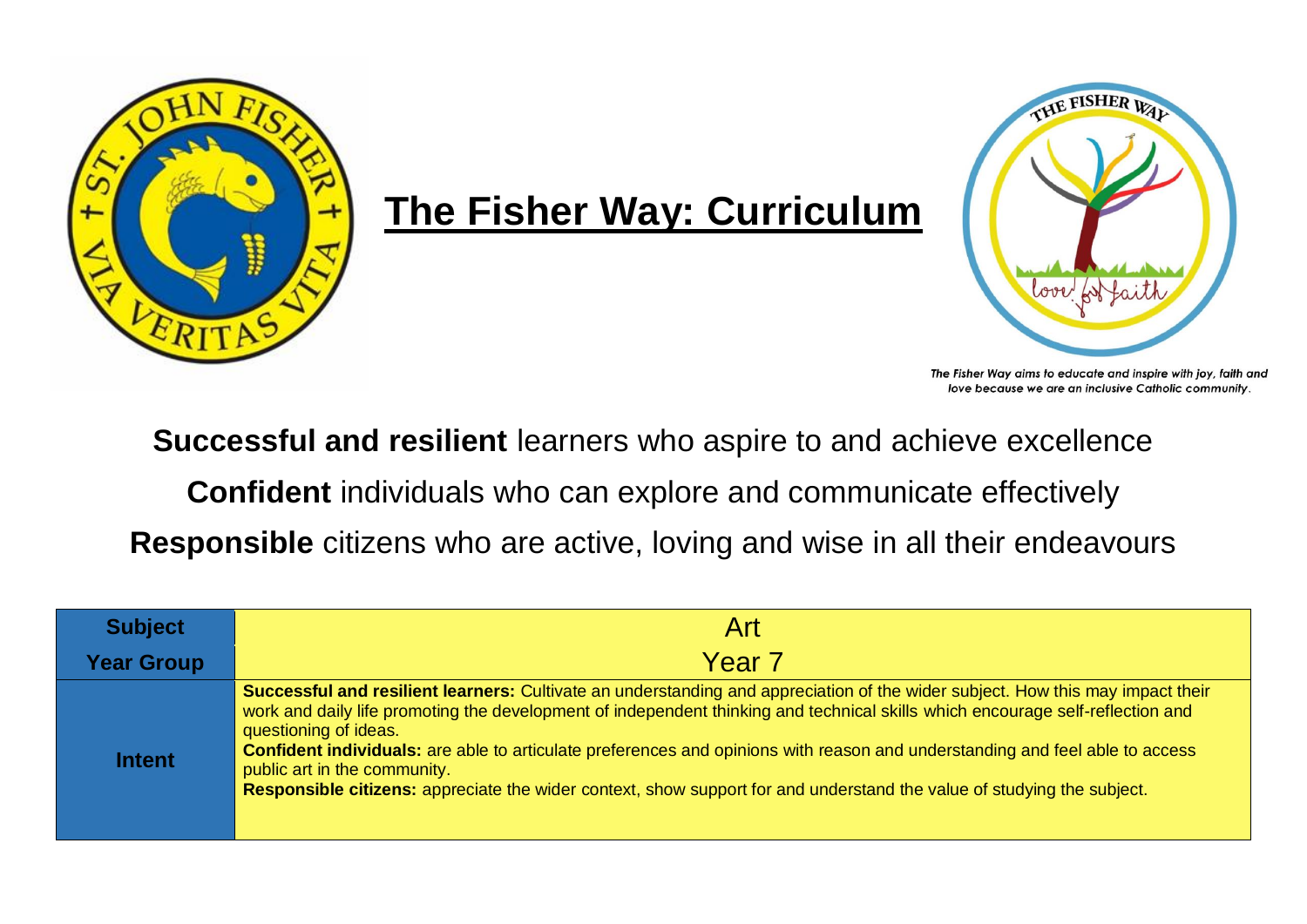# The Fisher Way: Curriculum

*The Fisher Way aims to educate and inspire with joy, faith and love because we are an inclusive Catholic community.*

**Successful and resilient** learners who aspire to and achieve excellence

**Confident** individuals who can explore and communicate effectively

**Responsible** citizens who are active, loving and wise in all their endeavours

| **Subject** | Art |
|---|---|
| **Year Group** | Year 7 |
| **Intent** | **Successful and resilient learners:** Cultivate an understanding and appreciation of the wider subject. How this may impact their work and daily life promoting the development of independent thinking and technical skills which encourage self-reflection and questioning of ideas.<br>**Confident individuals:** are able to articulate preferences and opinions with reason and understanding and feel able to access public art in the community.<br>**Responsible citizens:** appreciate the wider context, show support for and understand the value of studying the subject. |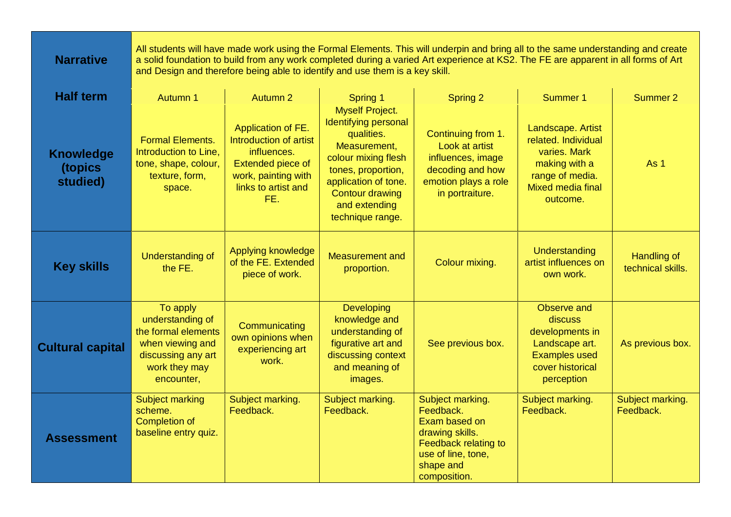| | | | | | | |
|---|---|---|---|---|---|---|
| **Narrative** | All students will have made work using the Formal Elements. This will underpin and bring all to the same understanding and create a solid foundation to build from any work completed during a varied Art experience at KS2. The FE are apparent in all forms of Art and Design and therefore being able to identify and use them is a key skill. | | | | | |
| **Half term** | Autumn 1 | Autumn 2 | Spring 1 | Spring 2 | Summer 1 | Summer 2 |
| **Knowledge (topics studied)** | Formal Elements. Introduction to Line, tone, shape, colour, texture, form, space. | Application of FE. Introduction of artist influences. Extended piece of work, painting with links to artist and FE. | Myself Project. Identifying personal qualities. Measurement, colour mixing flesh tones, proportion, application of tone. Contour drawing and extending technique range. | Continuing from 1. Look at artist influences, image decoding and how emotion plays a role in portraiture. | Landscape. Artist related. Individual varies. Mark making with a range of media. Mixed media final outcome. | As 1 |
| **Key skills** | Understanding of the FE. | Applying knowledge of the FE. Extended piece of work. | Measurement and proportion. | Colour mixing. | Understanding artist influences on own work. | Handling of technical skills. |
| **Cultural capital** | To apply understanding of the formal elements when viewing and discussing any art work they may encounter, | Communicating own opinions when experiencing art work. | Developing knowledge and understanding of figurative art and discussing context and meaning of images. | See previous box. | Observe and discuss developments in Landscape art. Examples used cover historical perception | As previous box. |
| **Assessment** | Subject marking scheme. Completion of baseline entry quiz. | Subject marking. Feedback. | Subject marking. Feedback. | Subject marking. Feedback. Exam based on drawing skills. Feedback relating to use of line, tone, shape and composition. | Subject marking. Feedback. | Subject marking. Feedback. |